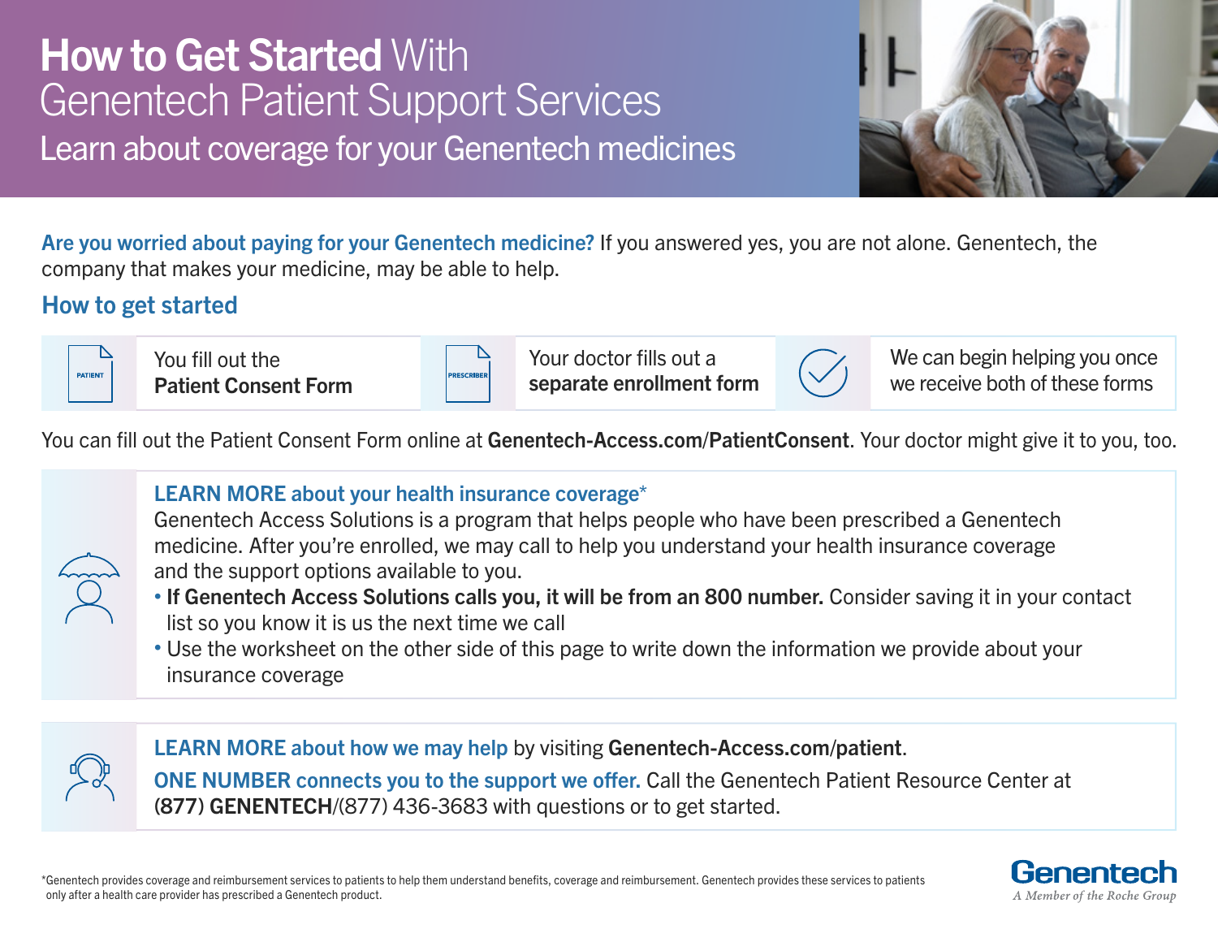# **How to Get Started** With Genentech Patient Support Services

## Learn about coverage for your Genentech medicines

**Are you worried about paying for your Genentech medicine?** If you answered yes, you are not alone. Genentech, the company that makes your medicine, may be able to help.

## How to get started

| | | |
|---|---|---|
| You fill out the **Patient Consent Form** | Your doctor fills out a **separate enrollment form** | We can begin helping you once we receive both of these forms |

You can fill out the Patient Consent Form online at **Genentech-Access.com/PatientConsent**. Your doctor might give it to you, too.

**LEARN MORE about your health insurance coverage***

Genentech Access Solutions is a program that helps people who have been prescribed a Genentech medicine. After you're enrolled, we may call to help you understand your health insurance coverage and the support options available to you.

- **If Genentech Access Solutions calls you, it will be from an 800 number.** Consider saving it in your contact list so you know it is us the next time we call
- Use the worksheet on the other side of this page to write down the information we provide about your insurance coverage

**LEARN MORE about how we may help** by visiting **Genentech-Access.com/patient**.

**ONE NUMBER connects you to the support we offer.** Call the Genentech Patient Resource Center at **(877) GENENTECH**/(877) 436-3683 with questions or to get started.

*Genentech provides coverage and reimbursement services to patients to help them understand benefits, coverage and reimbursement. Genentech provides these services to patients only after a health care provider has prescribed a Genentech product.

Genentech
*A Member of the Roche Group*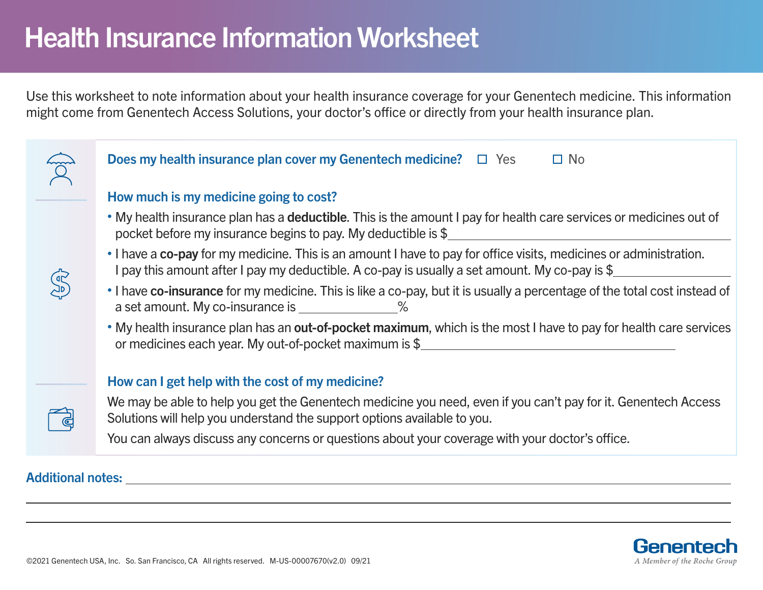# Health Insurance Information Worksheet

Use this worksheet to note information about your health insurance coverage for your Genentech medicine. This information might come from Genentech Access Solutions, your doctor's office or directly from your health insurance plan.

**Does my health insurance plan cover my Genentech medicine?** ☐ Yes ☐ No

### How much is my medicine going to cost?

- My health insurance plan has a **deductible**. This is the amount I pay for health care services or medicines out of pocket before my insurance begins to pay. My deductible is $\_\_\_\_\_\_\_\_\_\_\_\_\_\_\_\_\_\_\_\_
- I have a **co-pay** for my medicine. This is an amount I have to pay for office visits, medicines or administration. I pay this amount after I pay my deductible. A co-pay is usually a set amount. My co-pay is $\_\_\_\_\_\_\_\_\_\_\_\_
- I have **co-insurance** for my medicine. This is like a co-pay, but it is usually a percentage of the total cost instead of a set amount. My co-insurance is \_\_\_\_\_\_\_\_\_\_%
- My health insurance plan has an **out-of-pocket maximum**, which is the most I have to pay for health care services or medicines each year. My out-of-pocket maximum is $\_\_\_\_\_\_\_\_\_\_\_\_\_\_\_\_\_\_\_\_

### How can I get help with the cost of my medicine?

We may be able to help you get the Genentech medicine you need, even if you can't pay for it. Genentech Access Solutions will help you understand the support options available to you.

You can always discuss any concerns or questions about your coverage with your doctor's office.

**Additional notes:** \_\_\_\_\_\_\_\_\_\_\_\_\_\_\_\_\_\_\_\_\_\_\_\_\_\_\_\_\_\_\_\_\_\_\_\_\_\_\_\_

\_\_\_\_\_\_\_\_\_\_\_\_\_\_\_\_\_\_\_\_\_\_\_\_\_\_\_\_\_\_\_\_\_\_\_\_\_\_\_\_\_\_\_\_\_\_\_\_\_\_

\_\_\_\_\_\_\_\_\_\_\_\_\_\_\_\_\_\_\_\_\_\_\_\_\_\_\_\_\_\_\_\_\_\_\_\_\_\_\_\_\_\_\_\_\_\_\_\_\_\_

©2021 Genentech USA, Inc. So. San Francisco, CA All rights reserved. M-US-00007670(v2.0) 09/21

**Genentech**
*A Member of the Roche Group*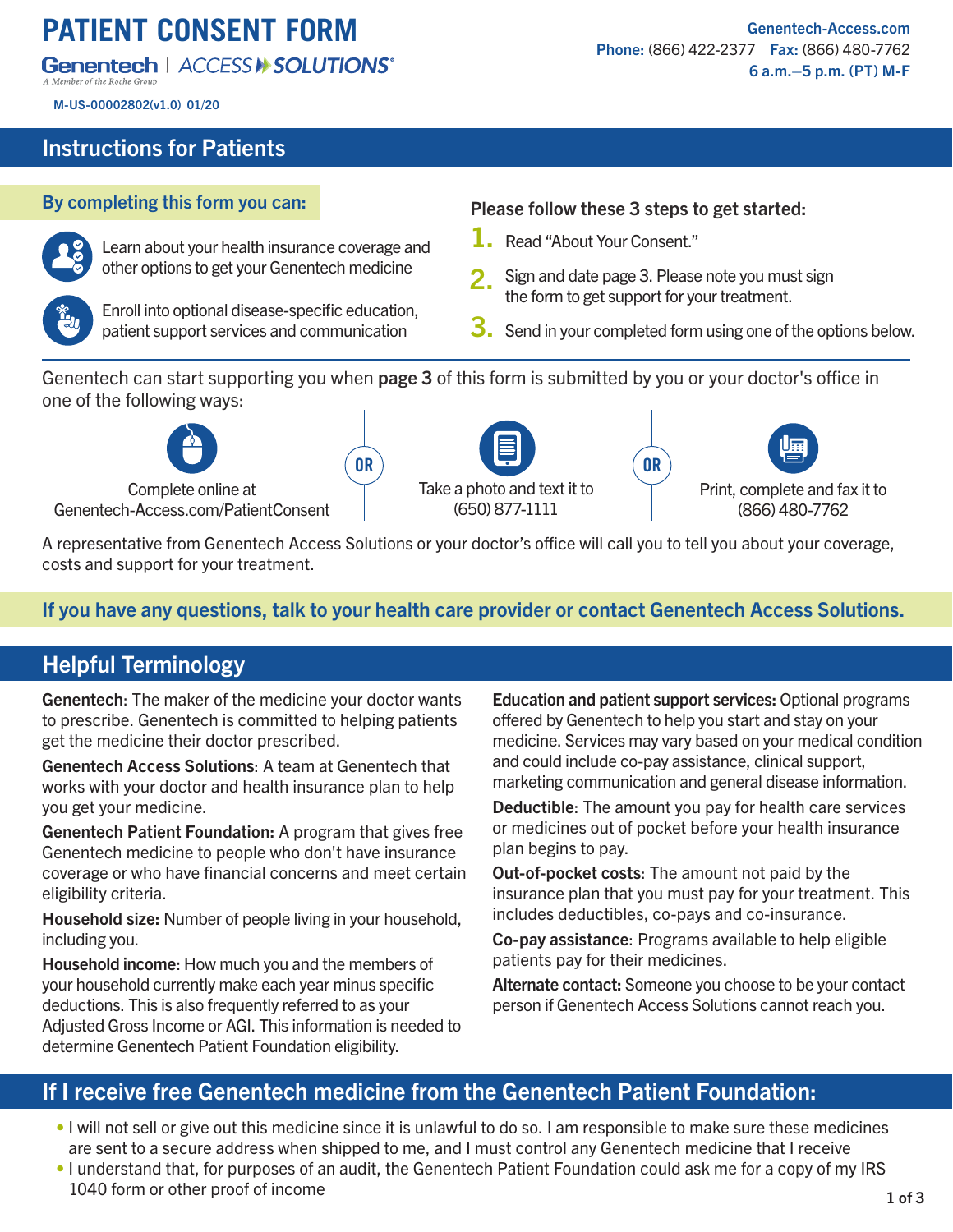# PATIENT CONSENT FORM

Genentech | ACCESS SOLUTIONS®

A Member of the Roche Group

M-US-00002802(v1.0) 01/20

Genentech-Access.com
**Phone:** (866) 422-2377 **Fax:** (866) 480-7762
6 a.m.–5 p.m. (PT) M-F

## Instructions for Patients

### By completing this form you can:

- Learn about your health insurance coverage and other options to get your Genentech medicine
- Enroll into optional disease-specific education, patient support services and communication

### Please follow these 3 steps to get started:

1. Read "About Your Consent."
2. Sign and date page 3. Please note you must sign the form to get support for your treatment.
3. Send in your completed form using one of the options below.

Genentech can start supporting you when **page 3** of this form is submitted by you or your doctor's office in one of the following ways:

- Complete online at Genentech-Access.com/PatientConsent

**OR**

- Take a photo and text it to (650) 877-1111

**OR**

- Print, complete and fax it to (866) 480-7762

A representative from Genentech Access Solutions or your doctor's office will call you to tell you about your coverage, costs and support for your treatment.

**If you have any questions, talk to your health care provider or contact Genentech Access Solutions.**

## Helpful Terminology

**Genentech**: The maker of the medicine your doctor wants to prescribe. Genentech is committed to helping patients get the medicine their doctor prescribed.

**Genentech Access Solutions**: A team at Genentech that works with your doctor and health insurance plan to help you get your medicine.

**Genentech Patient Foundation:** A program that gives free Genentech medicine to people who don't have insurance coverage or who have financial concerns and meet certain eligibility criteria.

**Household size:** Number of people living in your household, including you.

**Household income:** How much you and the members of your household currently make each year minus specific deductions. This is also frequently referred to as your Adjusted Gross Income or AGI. This information is needed to determine Genentech Patient Foundation eligibility.

**Education and patient support services:** Optional programs offered by Genentech to help you start and stay on your medicine. Services may vary based on your medical condition and could include co-pay assistance, clinical support, marketing communication and general disease information.

**Deductible**: The amount you pay for health care services or medicines out of pocket before your health insurance plan begins to pay.

**Out-of-pocket costs**: The amount not paid by the insurance plan that you must pay for your treatment. This includes deductibles, co-pays and co-insurance.

**Co-pay assistance**: Programs available to help eligible patients pay for their medicines.

**Alternate contact:** Someone you choose to be your contact person if Genentech Access Solutions cannot reach you.

## If I receive free Genentech medicine from the Genentech Patient Foundation:

- I will not sell or give out this medicine since it is unlawful to do so. I am responsible to make sure these medicines are sent to a secure address when shipped to me, and I must control any Genentech medicine that I receive
- I understand that, for purposes of an audit, the Genentech Patient Foundation could ask me for a copy of my IRS 1040 form or other proof of income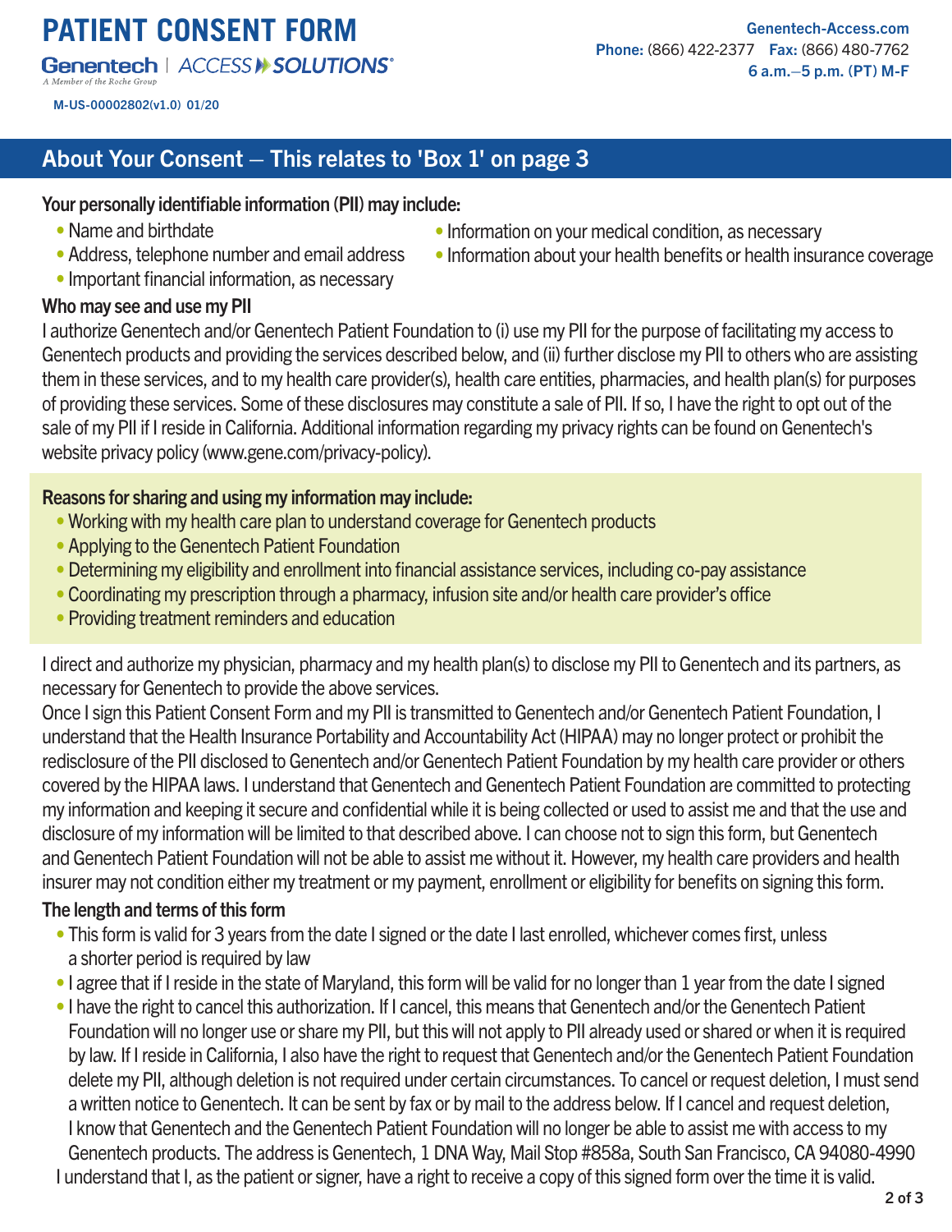# PATIENT CONSENT FORM

Genentech | ACCESS SOLUTIONS®

A Member of the Roche Group

M-US-00002802(v1.0) 01/20

Genentech-Access.com
**Phone:** (866) 422-2377 **Fax:** (866) 480-7762
6 a.m.–5 p.m. (PT) M-F

## About Your Consent – This relates to 'Box 1' on page 3

**Your personally identifiable information (PII) may include:**

- Name and birthdate
- Address, telephone number and email address
- Important financial information, as necessary
- Information on your medical condition, as necessary
- Information about your health benefits or health insurance coverage

**Who may see and use my PII**

I authorize Genentech and/or Genentech Patient Foundation to (i) use my PII for the purpose of facilitating my access to Genentech products and providing the services described below, and (ii) further disclose my PII to others who are assisting them in these services, and to my health care provider(s), health care entities, pharmacies, and health plan(s) for purposes of providing these services. Some of these disclosures may constitute a sale of PII. If so, I have the right to opt out of the sale of my PII if I reside in California. Additional information regarding my privacy rights can be found on Genentech's website privacy policy (www.gene.com/privacy-policy).

**Reasons for sharing and using my information may include:**

- Working with my health care plan to understand coverage for Genentech products
- Applying to the Genentech Patient Foundation
- Determining my eligibility and enrollment into financial assistance services, including co-pay assistance
- Coordinating my prescription through a pharmacy, infusion site and/or health care provider's office
- Providing treatment reminders and education

I direct and authorize my physician, pharmacy and my health plan(s) to disclose my PII to Genentech and its partners, as necessary for Genentech to provide the above services.

Once I sign this Patient Consent Form and my PII is transmitted to Genentech and/or Genentech Patient Foundation, I understand that the Health Insurance Portability and Accountability Act (HIPAA) may no longer protect or prohibit the redisclosure of the PII disclosed to Genentech and/or Genentech Patient Foundation by my health care provider or others covered by the HIPAA laws. I understand that Genentech and Genentech Patient Foundation are committed to protecting my information and keeping it secure and confidential while it is being collected or used to assist me and that the use and disclosure of my information will be limited to that described above. I can choose not to sign this form, but Genentech and Genentech Patient Foundation will not be able to assist me without it. However, my health care providers and health insurer may not condition either my treatment or my payment, enrollment or eligibility for benefits on signing this form.

**The length and terms of this form**

- This form is valid for 3 years from the date I signed or the date I last enrolled, whichever comes first, unless a shorter period is required by law
- I agree that if I reside in the state of Maryland, this form will be valid for no longer than 1 year from the date I signed
- I have the right to cancel this authorization. If I cancel, this means that Genentech and/or the Genentech Patient Foundation will no longer use or share my PII, but this will not apply to PII already used or shared or when it is required by law. If I reside in California, I also have the right to request that Genentech and/or the Genentech Patient Foundation delete my PII, although deletion is not required under certain circumstances. To cancel or request deletion, I must send a written notice to Genentech. It can be sent by fax or by mail to the address below. If I cancel and request deletion, I know that Genentech and the Genentech Patient Foundation will no longer be able to assist me with access to my Genentech products. The address is Genentech, 1 DNA Way, Mail Stop #858a, South San Francisco, CA 94080-4990

I understand that I, as the patient or signer, have a right to receive a copy of this signed form over the time it is valid.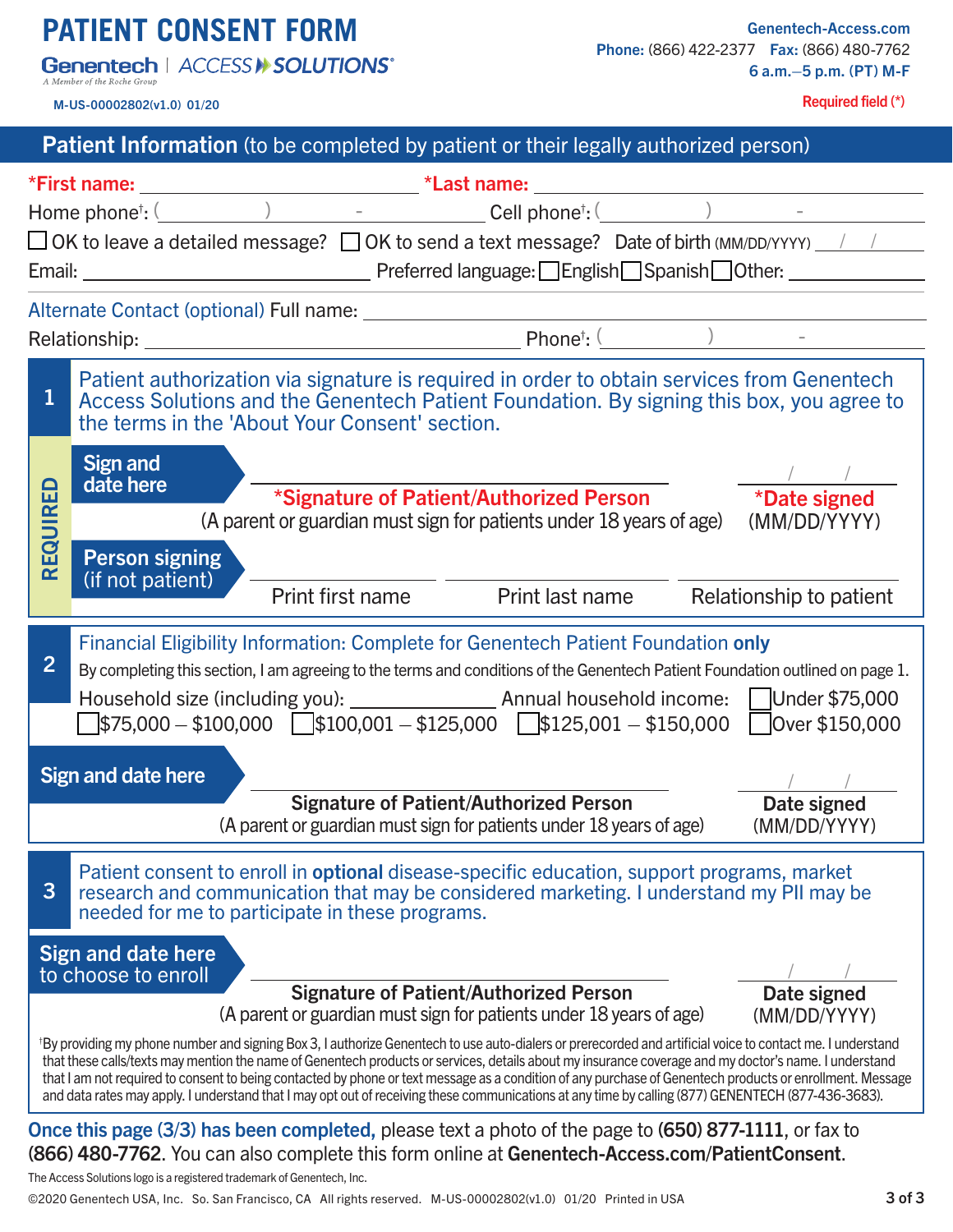# PATIENT CONSENT FORM

Genentech | ACCESS SOLUTIONS®

A Member of the Roche Group

M-US-00002802(v1.0) 01/20

Genentech-Access.com
**Phone:** (866) 422-2377 **Fax:** (866) 480-7762
6 a.m.–5 p.m. (PT) M-F

Required field (*)

## Patient Information (to be completed by patient or their legally authorized person)

*First name: ______________________ *Last name: ______________________

Home phone†: (        )        -        Cell phone†: (        )        -

☐ OK to leave a detailed message? ☐ OK to send a text message? Date of birth (MM/DD/YYYY) ___/___/___

Email: ______________________ Preferred language: ☐ English ☐ Spanish ☐ Other: __________

Alternate Contact (optional) Full name: ______________________

Relationship: ______________________ Phone†: (        )        -

### 1 — REQUIRED

Patient authorization via signature is required in order to obtain services from Genentech Access Solutions and the Genentech Patient Foundation. By signing this box, you agree to the terms in the 'About Your Consent' section.

**Sign and date here**

*Signature of Patient/Authorized Person ______________________
(A parent or guardian must sign for patients under 18 years of age)

*Date signed (MM/DD/YYYY) ___/___/___

**Person signing (if not patient)**

Print first name ____________ Print last name ____________ Relationship to patient ____________

### 2

Financial Eligibility Information: Complete for Genentech Patient Foundation **only**

By completing this section, I am agreeing to the terms and conditions of the Genentech Patient Foundation outlined on page 1.

Household size (including you): __________ Annual household income: ☐ Under $75,000 ☐ $75,000 – $100,000 ☐ $100,001 – $125,000 ☐ $125,001 – $150,000 ☐ Over $150,000

**Sign and date here**

Signature of Patient/Authorized Person ______________________
(A parent or guardian must sign for patients under 18 years of age)

Date signed (MM/DD/YYYY) ___/___/___

### 3

Patient consent to enroll in **optional** disease-specific education, support programs, market research and communication that may be considered marketing. I understand my PII may be needed for me to participate in these programs.

**Sign and date here to choose to enroll**

Signature of Patient/Authorized Person ______________________
(A parent or guardian must sign for patients under 18 years of age)

Date signed (MM/DD/YYYY) ___/___/___

†By providing my phone number and signing Box 3, I authorize Genentech to use auto-dialers or prerecorded and artificial voice to contact me. I understand that these calls/texts may mention the name of Genentech products or services, details about my insurance coverage and my doctor's name. I understand that I am not required to consent to being contacted by phone or text message as a condition of any purchase of Genentech products or enrollment. Message and data rates may apply. I understand that I may opt out of receiving these communications at any time by calling (877) GENENTECH (877-436-3683).

**Once this page (3/3) has been completed,** please text a photo of the page to **(650) 877-1111**, or fax to **(866) 480-7762**. You can also complete this form online at **Genentech-Access.com/PatientConsent**.

The Access Solutions logo is a registered trademark of Genentech, Inc.

©2020 Genentech USA, Inc. So. San Francisco, CA All rights reserved. M-US-00002802(v1.0) 01/20 Printed in USA